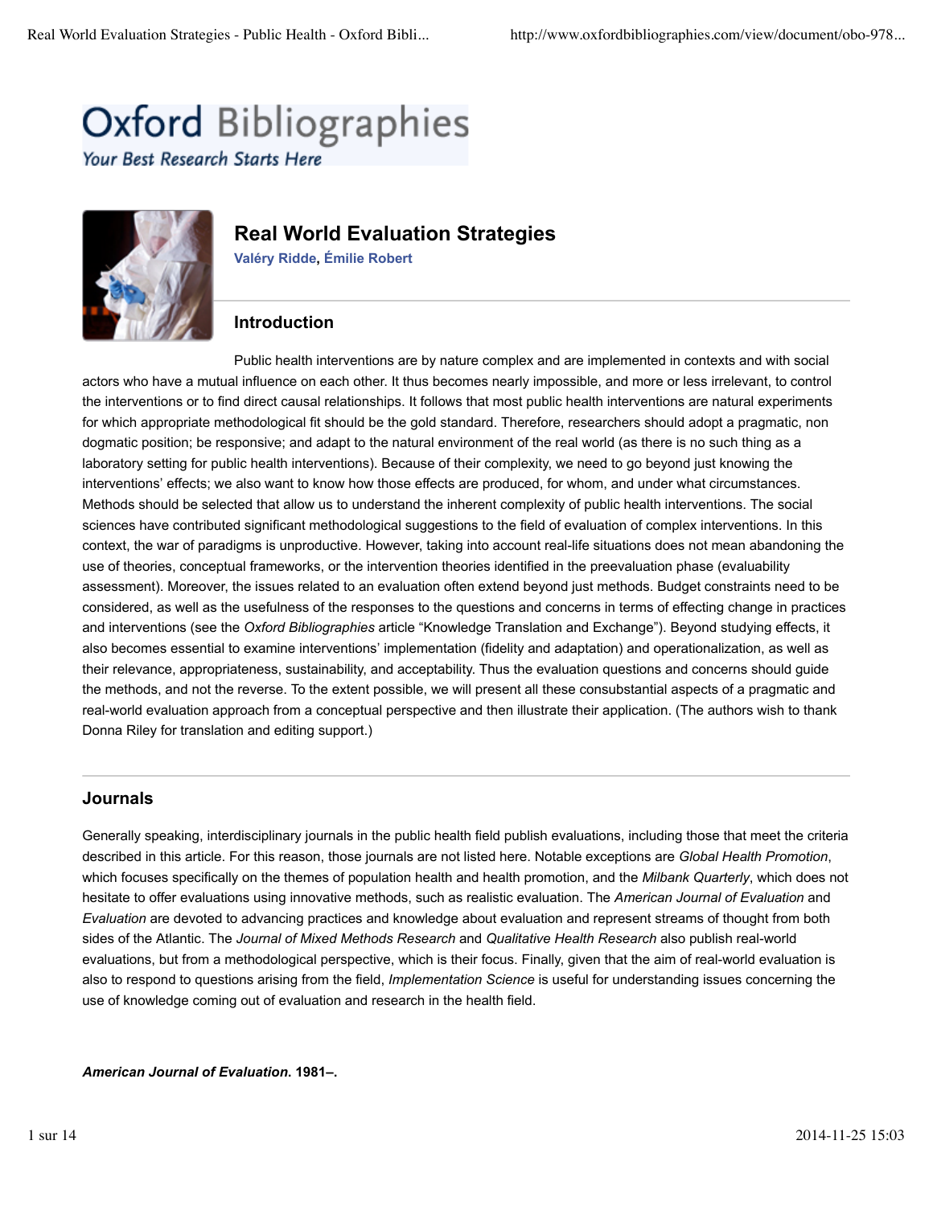# Oxford Bibliographies

*Your Best Research Starts Here*

## Real World Evaluation Strategies

Valéry Ridde, Émilie Robert

### Introduction

Public health interventions are by nature complex and are implemented in contexts and with social actors who have a mutual influence on each other. It thus becomes nearly impossible, and more or less irrelevant, to control the interventions or to find direct causal relationships. It follows that most public health interventions are natural experiments for which appropriate methodological fit should be the gold standard. Therefore, researchers should adopt a pragmatic, non dogmatic position; be responsive; and adapt to the natural environment of the real world (as there is no such thing as a laboratory setting for public health interventions). Because of their complexity, we need to go beyond just knowing the interventions' effects; we also want to know how those effects are produced, for whom, and under what circumstances. Methods should be selected that allow us to understand the inherent complexity of public health interventions. The social sciences have contributed significant methodological suggestions to the field of evaluation of complex interventions. In this context, the war of paradigms is unproductive. However, taking into account real-life situations does not mean abandoning the use of theories, conceptual frameworks, or the intervention theories identified in the preevaluation phase (evaluability assessment). Moreover, the issues related to an evaluation often extend beyond just methods. Budget constraints need to be considered, as well as the usefulness of the responses to the questions and concerns in terms of effecting change in practices and interventions (see the *Oxford Bibliographies* article "Knowledge Translation and Exchange"). Beyond studying effects, it also becomes essential to examine interventions' implementation (fidelity and adaptation) and operationalization, as well as their relevance, appropriateness, sustainability, and acceptability. Thus the evaluation questions and concerns should guide the methods, and not the reverse. To the extent possible, we will present all these consubstantial aspects of a pragmatic and real-world evaluation approach from a conceptual perspective and then illustrate their application. (The authors wish to thank Donna Riley for translation and editing support.)

## Journals

Generally speaking, interdisciplinary journals in the public health field publish evaluations, including those that meet the criteria described in this article. For this reason, those journals are not listed here. Notable exceptions are *Global Health Promotion*, which focuses specifically on the themes of population health and health promotion, and the *Milbank Quarterly*, which does not hesitate to offer evaluations using innovative methods, such as realistic evaluation. The *American Journal of Evaluation* and *Evaluation* are devoted to advancing practices and knowledge about evaluation and represent streams of thought from both sides of the Atlantic. The *Journal of Mixed Methods Research* and *Qualitative Health Research* also publish real-world evaluations, but from a methodological perspective, which is their focus. Finally, given that the aim of real-world evaluation is also to respond to questions arising from the field, *Implementation Science* is useful for understanding issues concerning the use of knowledge coming out of evaluation and research in the health field.

***American Journal of Evaluation*. 1981–.**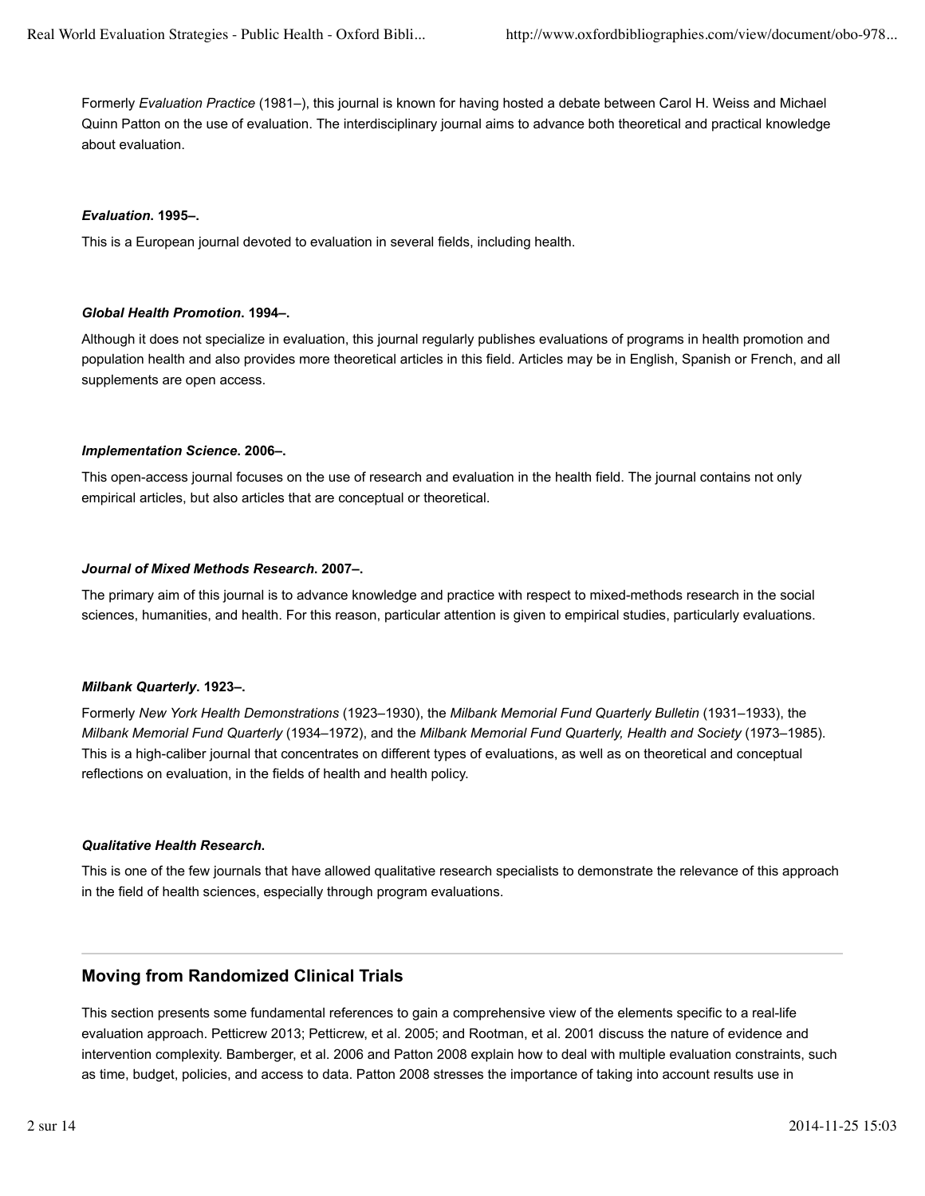Formerly *Evaluation Practice* (1981–), this journal is known for having hosted a debate between Carol H. Weiss and Michael Quinn Patton on the use of evaluation. The interdisciplinary journal aims to advance both theoretical and practical knowledge about evaluation.

***Evaluation*. 1995–.**

This is a European journal devoted to evaluation in several fields, including health.

***Global Health Promotion*. 1994–.**

Although it does not specialize in evaluation, this journal regularly publishes evaluations of programs in health promotion and population health and also provides more theoretical articles in this field. Articles may be in English, Spanish or French, and all supplements are open access.

***Implementation Science*. 2006–.**

This open-access journal focuses on the use of research and evaluation in the health field. The journal contains not only empirical articles, but also articles that are conceptual or theoretical.

***Journal of Mixed Methods Research*. 2007–.**

The primary aim of this journal is to advance knowledge and practice with respect to mixed-methods research in the social sciences, humanities, and health. For this reason, particular attention is given to empirical studies, particularly evaluations.

***Milbank Quarterly*. 1923–.**

Formerly *New York Health Demonstrations* (1923–1930), the *Milbank Memorial Fund Quarterly Bulletin* (1931–1933), the *Milbank Memorial Fund Quarterly* (1934–1972), and the *Milbank Memorial Fund Quarterly, Health and Society* (1973–1985). This is a high-caliber journal that concentrates on different types of evaluations, as well as on theoretical and conceptual reflections on evaluation, in the fields of health and health policy.

***Qualitative Health Research*.**

This is one of the few journals that have allowed qualitative research specialists to demonstrate the relevance of this approach in the field of health sciences, especially through program evaluations.

## Moving from Randomized Clinical Trials

This section presents some fundamental references to gain a comprehensive view of the elements specific to a real-life evaluation approach. Petticrew 2013; Petticrew, et al. 2005; and Rootman, et al. 2001 discuss the nature of evidence and intervention complexity. Bamberger, et al. 2006 and Patton 2008 explain how to deal with multiple evaluation constraints, such as time, budget, policies, and access to data. Patton 2008 stresses the importance of taking into account results use in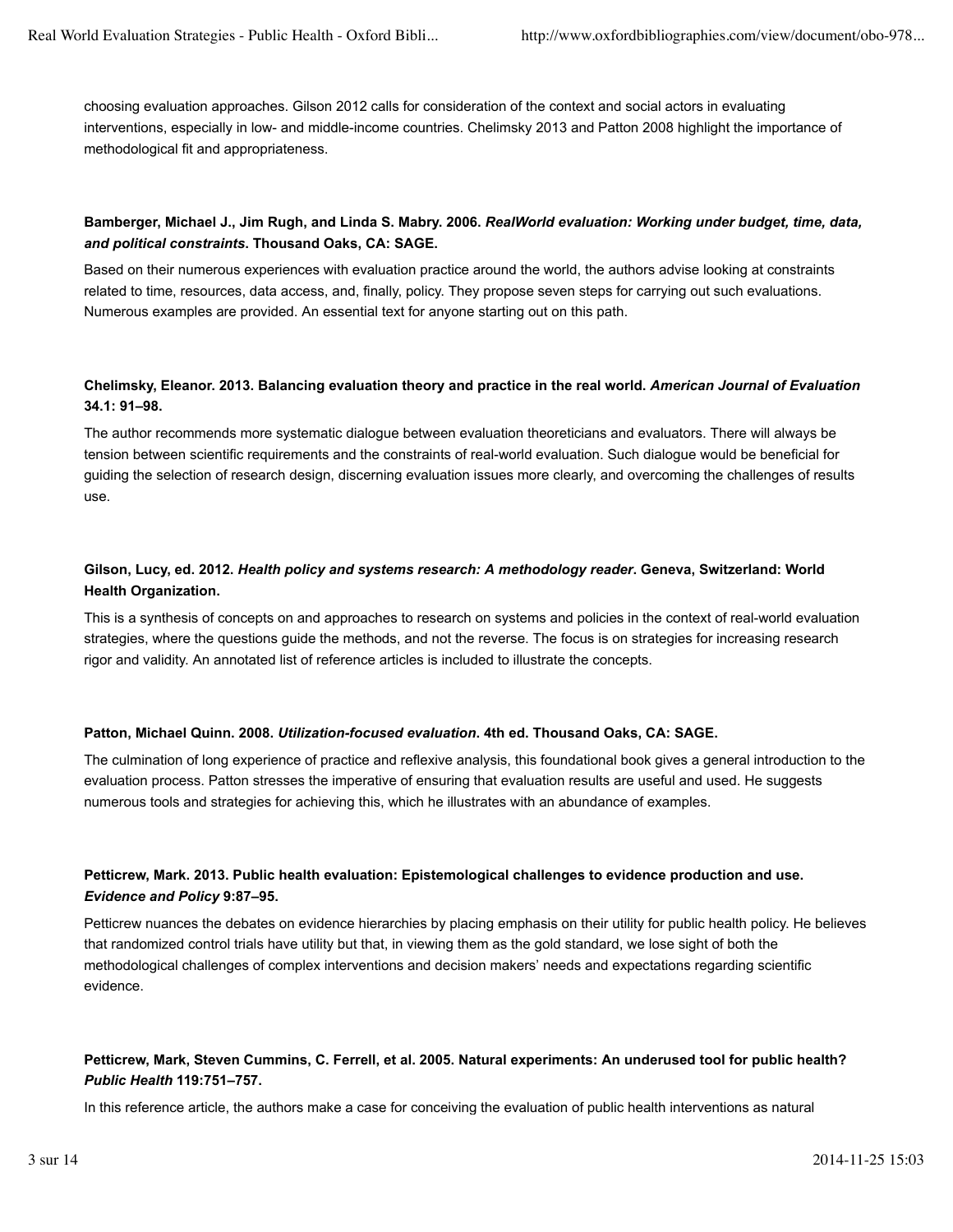choosing evaluation approaches. Gilson 2012 calls for consideration of the context and social actors in evaluating interventions, especially in low- and middle-income countries. Chelimsky 2013 and Patton 2008 highlight the importance of methodological fit and appropriateness.

**Bamberger, Michael J., Jim Rugh, and Linda S. Mabry. 2006. *RealWorld evaluation: Working under budget, time, data, and political constraints*. Thousand Oaks, CA: SAGE.**

Based on their numerous experiences with evaluation practice around the world, the authors advise looking at constraints related to time, resources, data access, and, finally, policy. They propose seven steps for carrying out such evaluations. Numerous examples are provided. An essential text for anyone starting out on this path.

**Chelimsky, Eleanor. 2013. Balancing evaluation theory and practice in the real world. *American Journal of Evaluation* 34.1: 91–98.**

The author recommends more systematic dialogue between evaluation theoreticians and evaluators. There will always be tension between scientific requirements and the constraints of real-world evaluation. Such dialogue would be beneficial for guiding the selection of research design, discerning evaluation issues more clearly, and overcoming the challenges of results use.

**Gilson, Lucy, ed. 2012. *Health policy and systems research: A methodology reader*. Geneva, Switzerland: World Health Organization.**

This is a synthesis of concepts on and approaches to research on systems and policies in the context of real-world evaluation strategies, where the questions guide the methods, and not the reverse. The focus is on strategies for increasing research rigor and validity. An annotated list of reference articles is included to illustrate the concepts.

**Patton, Michael Quinn. 2008. *Utilization-focused evaluation*. 4th ed. Thousand Oaks, CA: SAGE.**

The culmination of long experience of practice and reflexive analysis, this foundational book gives a general introduction to the evaluation process. Patton stresses the imperative of ensuring that evaluation results are useful and used. He suggests numerous tools and strategies for achieving this, which he illustrates with an abundance of examples.

**Petticrew, Mark. 2013. Public health evaluation: Epistemological challenges to evidence production and use. *Evidence and Policy* 9:87–95.**

Petticrew nuances the debates on evidence hierarchies by placing emphasis on their utility for public health policy. He believes that randomized control trials have utility but that, in viewing them as the gold standard, we lose sight of both the methodological challenges of complex interventions and decision makers' needs and expectations regarding scientific evidence.

**Petticrew, Mark, Steven Cummins, C. Ferrell, et al. 2005. Natural experiments: An underused tool for public health? *Public Health* 119:751–757.**

In this reference article, the authors make a case for conceiving the evaluation of public health interventions as natural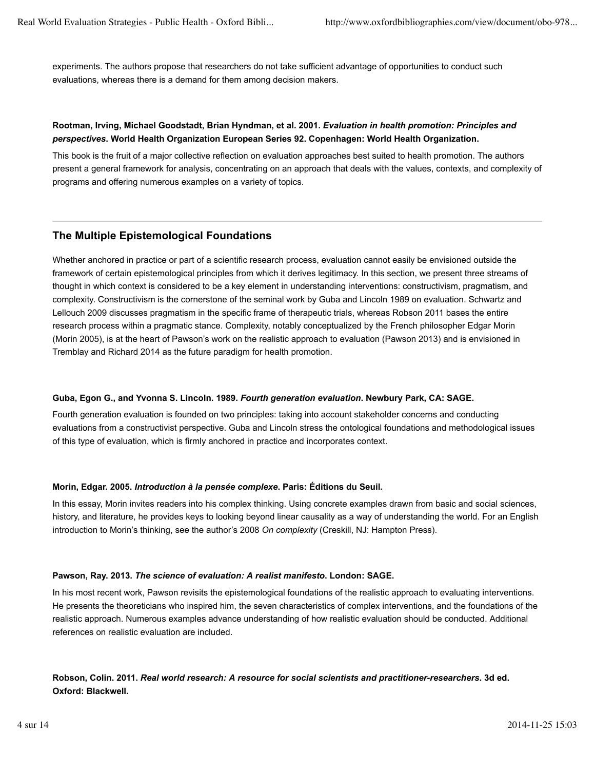experiments. The authors propose that researchers do not take sufficient advantage of opportunities to conduct such evaluations, whereas there is a demand for them among decision makers.

**Rootman, Irving, Michael Goodstadt, Brian Hyndman, et al. 2001.** ***Evaluation in health promotion: Principles and perspectives*. World Health Organization European Series 92. Copenhagen: World Health Organization.**

This book is the fruit of a major collective reflection on evaluation approaches best suited to health promotion. The authors present a general framework for analysis, concentrating on an approach that deals with the values, contexts, and complexity of programs and offering numerous examples on a variety of topics.

## The Multiple Epistemological Foundations

Whether anchored in practice or part of a scientific research process, evaluation cannot easily be envisioned outside the framework of certain epistemological principles from which it derives legitimacy. In this section, we present three streams of thought in which context is considered to be a key element in understanding interventions: constructivism, pragmatism, and complexity. Constructivism is the cornerstone of the seminal work by Guba and Lincoln 1989 on evaluation. Schwartz and Lellouch 2009 discusses pragmatism in the specific frame of therapeutic trials, whereas Robson 2011 bases the entire research process within a pragmatic stance. Complexity, notably conceptualized by the French philosopher Edgar Morin (Morin 2005), is at the heart of Pawson's work on the realistic approach to evaluation (Pawson 2013) and is envisioned in Tremblay and Richard 2014 as the future paradigm for health promotion.

**Guba, Egon G., and Yvonna S. Lincoln. 1989.** ***Fourth generation evaluation*. Newbury Park, CA: SAGE.**

Fourth generation evaluation is founded on two principles: taking into account stakeholder concerns and conducting evaluations from a constructivist perspective. Guba and Lincoln stress the ontological foundations and methodological issues of this type of evaluation, which is firmly anchored in practice and incorporates context.

**Morin, Edgar. 2005.** ***Introduction à la pensée complexe*. Paris: Éditions du Seuil.**

In this essay, Morin invites readers into his complex thinking. Using concrete examples drawn from basic and social sciences, history, and literature, he provides keys to looking beyond linear causality as a way of understanding the world. For an English introduction to Morin's thinking, see the author's 2008 *On complexity* (Creskill, NJ: Hampton Press).

**Pawson, Ray. 2013.** ***The science of evaluation: A realist manifesto*. London: SAGE.**

In his most recent work, Pawson revisits the epistemological foundations of the realistic approach to evaluating interventions. He presents the theoreticians who inspired him, the seven characteristics of complex interventions, and the foundations of the realistic approach. Numerous examples advance understanding of how realistic evaluation should be conducted. Additional references on realistic evaluation are included.

**Robson, Colin. 2011.** ***Real world research: A resource for social scientists and practitioner-researchers*. 3d ed. Oxford: Blackwell.**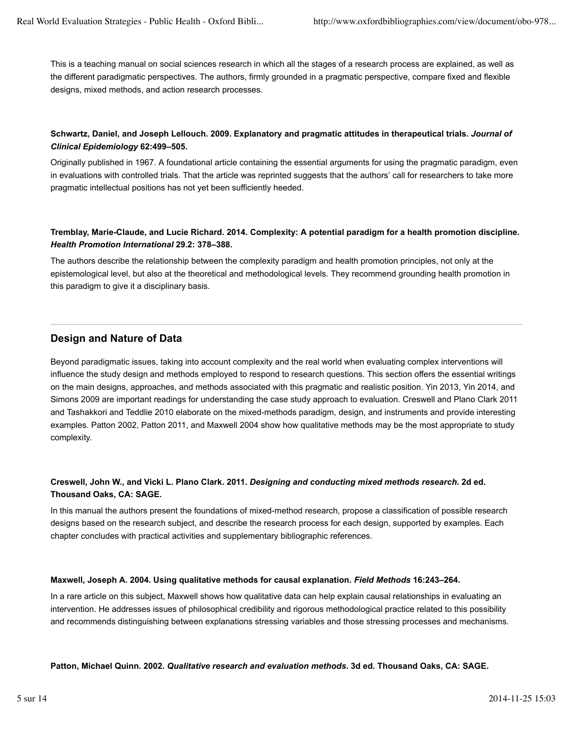This is a teaching manual on social sciences research in which all the stages of a research process are explained, as well as the different paradigmatic perspectives. The authors, firmly grounded in a pragmatic perspective, compare fixed and flexible designs, mixed methods, and action research processes.

**Schwartz, Daniel, and Joseph Lellouch. 2009. Explanatory and pragmatic attitudes in therapeutical trials. *Journal of Clinical Epidemiology* 62:499–505.**

Originally published in 1967. A foundational article containing the essential arguments for using the pragmatic paradigm, even in evaluations with controlled trials. That the article was reprinted suggests that the authors' call for researchers to take more pragmatic intellectual positions has not yet been sufficiently heeded.

**Tremblay, Marie-Claude, and Lucie Richard. 2014. Complexity: A potential paradigm for a health promotion discipline. *Health Promotion International* 29.2: 378–388.**

The authors describe the relationship between the complexity paradigm and health promotion principles, not only at the epistemological level, but also at the theoretical and methodological levels. They recommend grounding health promotion in this paradigm to give it a disciplinary basis.

## Design and Nature of Data

Beyond paradigmatic issues, taking into account complexity and the real world when evaluating complex interventions will influence the study design and methods employed to respond to research questions. This section offers the essential writings on the main designs, approaches, and methods associated with this pragmatic and realistic position. Yin 2013, Yin 2014, and Simons 2009 are important readings for understanding the case study approach to evaluation. Creswell and Plano Clark 2011 and Tashakkori and Teddlie 2010 elaborate on the mixed-methods paradigm, design, and instruments and provide interesting examples. Patton 2002, Patton 2011, and Maxwell 2004 show how qualitative methods may be the most appropriate to study complexity.

**Creswell, John W., and Vicki L. Plano Clark. 2011. *Designing and conducting mixed methods research*. 2d ed. Thousand Oaks, CA: SAGE.**

In this manual the authors present the foundations of mixed-method research, propose a classification of possible research designs based on the research subject, and describe the research process for each design, supported by examples. Each chapter concludes with practical activities and supplementary bibliographic references.

**Maxwell, Joseph A. 2004. Using qualitative methods for causal explanation. *Field Methods* 16:243–264.**

In a rare article on this subject, Maxwell shows how qualitative data can help explain causal relationships in evaluating an intervention. He addresses issues of philosophical credibility and rigorous methodological practice related to this possibility and recommends distinguishing between explanations stressing variables and those stressing processes and mechanisms.

**Patton, Michael Quinn. 2002. *Qualitative research and evaluation methods*. 3d ed. Thousand Oaks, CA: SAGE.**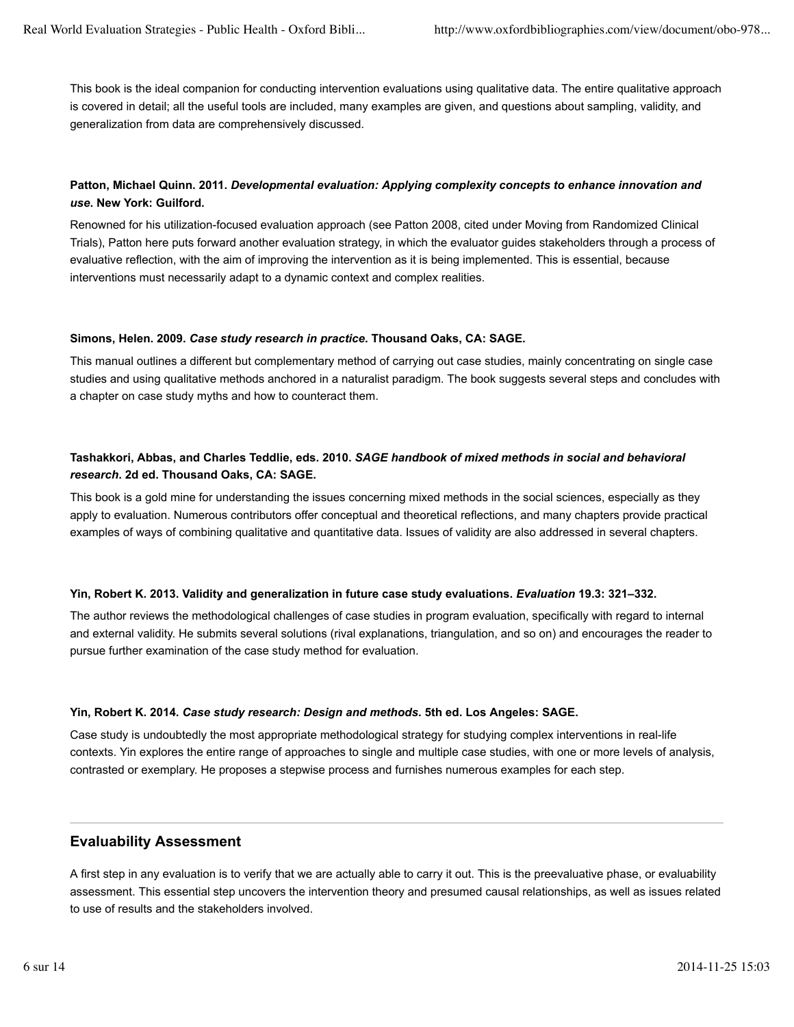This book is the ideal companion for conducting intervention evaluations using qualitative data. The entire qualitative approach is covered in detail; all the useful tools are included, many examples are given, and questions about sampling, validity, and generalization from data are comprehensively discussed.

**Patton, Michael Quinn. 2011. *Developmental evaluation: Applying complexity concepts to enhance innovation and use*. New York: Guilford.**

Renowned for his utilization-focused evaluation approach (see Patton 2008, cited under Moving from Randomized Clinical Trials), Patton here puts forward another evaluation strategy, in which the evaluator guides stakeholders through a process of evaluative reflection, with the aim of improving the intervention as it is being implemented. This is essential, because interventions must necessarily adapt to a dynamic context and complex realities.

**Simons, Helen. 2009. *Case study research in practice*. Thousand Oaks, CA: SAGE.**

This manual outlines a different but complementary method of carrying out case studies, mainly concentrating on single case studies and using qualitative methods anchored in a naturalist paradigm. The book suggests several steps and concludes with a chapter on case study myths and how to counteract them.

**Tashakkori, Abbas, and Charles Teddlie, eds. 2010. *SAGE handbook of mixed methods in social and behavioral research*. 2d ed. Thousand Oaks, CA: SAGE.**

This book is a gold mine for understanding the issues concerning mixed methods in the social sciences, especially as they apply to evaluation. Numerous contributors offer conceptual and theoretical reflections, and many chapters provide practical examples of ways of combining qualitative and quantitative data. Issues of validity are also addressed in several chapters.

**Yin, Robert K. 2013. Validity and generalization in future case study evaluations. *Evaluation* 19.3: 321–332.**

The author reviews the methodological challenges of case studies in program evaluation, specifically with regard to internal and external validity. He submits several solutions (rival explanations, triangulation, and so on) and encourages the reader to pursue further examination of the case study method for evaluation.

**Yin, Robert K. 2014. *Case study research: Design and methods*. 5th ed. Los Angeles: SAGE.**

Case study is undoubtedly the most appropriate methodological strategy for studying complex interventions in real-life contexts. Yin explores the entire range of approaches to single and multiple case studies, with one or more levels of analysis, contrasted or exemplary. He proposes a stepwise process and furnishes numerous examples for each step.

## Evaluability Assessment

A first step in any evaluation is to verify that we are actually able to carry it out. This is the preevaluative phase, or evaluability assessment. This essential step uncovers the intervention theory and presumed causal relationships, as well as issues related to use of results and the stakeholders involved.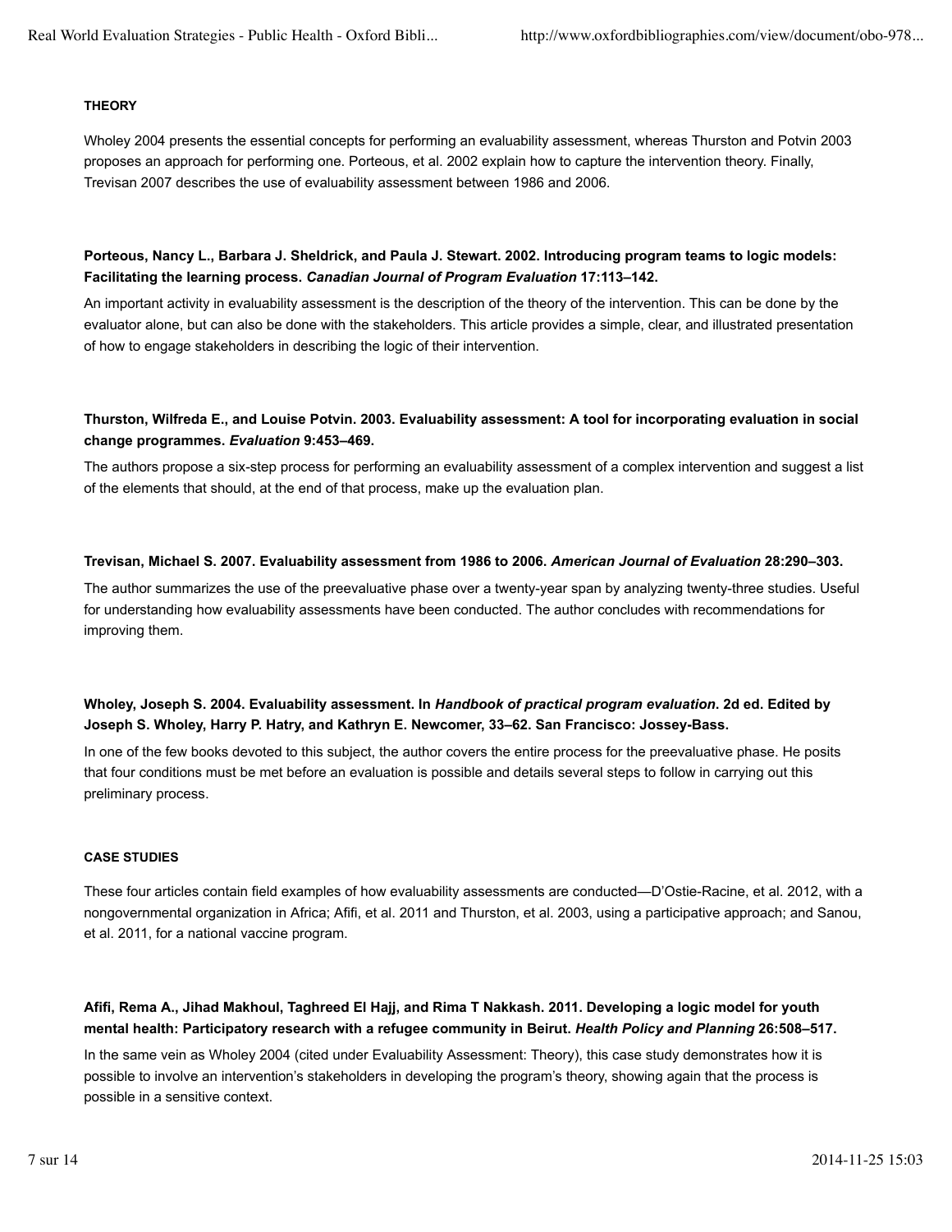### THEORY

Wholey 2004 presents the essential concepts for performing an evaluability assessment, whereas Thurston and Potvin 2003 proposes an approach for performing one. Porteous, et al. 2002 explain how to capture the intervention theory. Finally, Trevisan 2007 describes the use of evaluability assessment between 1986 and 2006.

**Porteous, Nancy L., Barbara J. Sheldrick, and Paula J. Stewart. 2002. Introducing program teams to logic models: Facilitating the learning process. *Canadian Journal of Program Evaluation* 17:113–142.**

An important activity in evaluability assessment is the description of the theory of the intervention. This can be done by the evaluator alone, but can also be done with the stakeholders. This article provides a simple, clear, and illustrated presentation of how to engage stakeholders in describing the logic of their intervention.

**Thurston, Wilfreda E., and Louise Potvin. 2003. Evaluability assessment: A tool for incorporating evaluation in social change programmes. *Evaluation* 9:453–469.**

The authors propose a six-step process for performing an evaluability assessment of a complex intervention and suggest a list of the elements that should, at the end of that process, make up the evaluation plan.

**Trevisan, Michael S. 2007. Evaluability assessment from 1986 to 2006. *American Journal of Evaluation* 28:290–303.**

The author summarizes the use of the preevaluative phase over a twenty-year span by analyzing twenty-three studies. Useful for understanding how evaluability assessments have been conducted. The author concludes with recommendations for improving them.

**Wholey, Joseph S. 2004. Evaluability assessment. In *Handbook of practical program evaluation*. 2d ed. Edited by Joseph S. Wholey, Harry P. Hatry, and Kathryn E. Newcomer, 33–62. San Francisco: Jossey-Bass.**

In one of the few books devoted to this subject, the author covers the entire process for the preevaluative phase. He posits that four conditions must be met before an evaluation is possible and details several steps to follow in carrying out this preliminary process.

### CASE STUDIES

These four articles contain field examples of how evaluability assessments are conducted—D'Ostie-Racine, et al. 2012, with a nongovernmental organization in Africa; Afifi, et al. 2011 and Thurston, et al. 2003, using a participative approach; and Sanou, et al. 2011, for a national vaccine program.

**Afifi, Rema A., Jihad Makhoul, Taghreed El Hajj, and Rima T Nakkash. 2011. Developing a logic model for youth mental health: Participatory research with a refugee community in Beirut. *Health Policy and Planning* 26:508–517.**

In the same vein as Wholey 2004 (cited under Evaluability Assessment: Theory), this case study demonstrates how it is possible to involve an intervention's stakeholders in developing the program's theory, showing again that the process is possible in a sensitive context.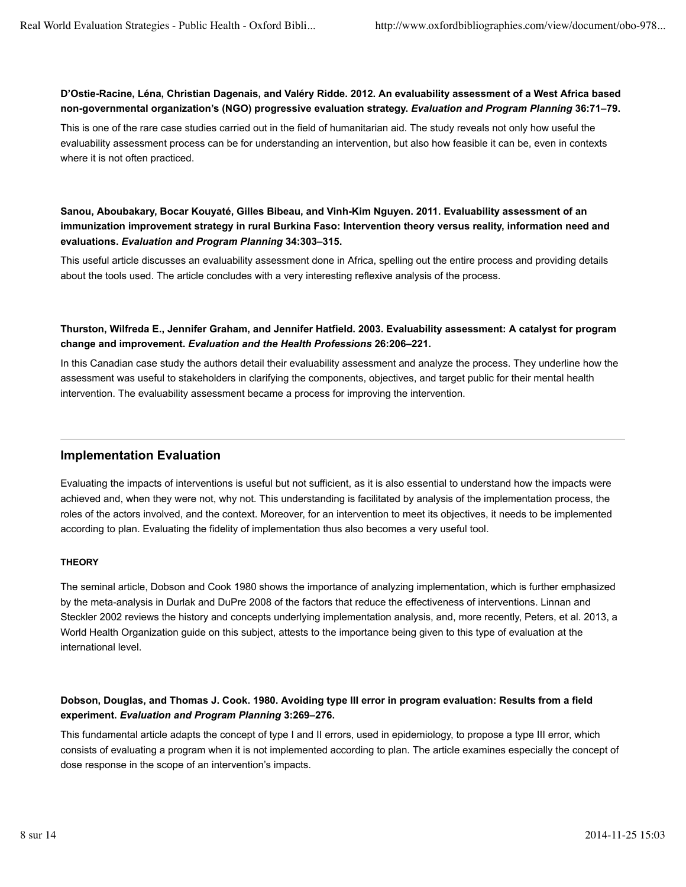**D'Ostie-Racine, Léna, Christian Dagenais, and Valéry Ridde. 2012. An evaluability assessment of a West Africa based non-governmental organization's (NGO) progressive evaluation strategy. *Evaluation and Program Planning* 36:71–79.**

This is one of the rare case studies carried out in the field of humanitarian aid. The study reveals not only how useful the evaluability assessment process can be for understanding an intervention, but also how feasible it can be, even in contexts where it is not often practiced.

**Sanou, Aboubakary, Bocar Kouyaté, Gilles Bibeau, and Vinh-Kim Nguyen. 2011. Evaluability assessment of an immunization improvement strategy in rural Burkina Faso: Intervention theory versus reality, information need and evaluations. *Evaluation and Program Planning* 34:303–315.**

This useful article discusses an evaluability assessment done in Africa, spelling out the entire process and providing details about the tools used. The article concludes with a very interesting reflexive analysis of the process.

**Thurston, Wilfreda E., Jennifer Graham, and Jennifer Hatfield. 2003. Evaluability assessment: A catalyst for program change and improvement. *Evaluation and the Health Professions* 26:206–221.**

In this Canadian case study the authors detail their evaluability assessment and analyze the process. They underline how the assessment was useful to stakeholders in clarifying the components, objectives, and target public for their mental health intervention. The evaluability assessment became a process for improving the intervention.

## Implementation Evaluation

Evaluating the impacts of interventions is useful but not sufficient, as it is also essential to understand how the impacts were achieved and, when they were not, why not. This understanding is facilitated by analysis of the implementation process, the roles of the actors involved, and the context. Moreover, for an intervention to meet its objectives, it needs to be implemented according to plan. Evaluating the fidelity of implementation thus also becomes a very useful tool.

### THEORY

The seminal article, Dobson and Cook 1980 shows the importance of analyzing implementation, which is further emphasized by the meta-analysis in Durlak and DuPre 2008 of the factors that reduce the effectiveness of interventions. Linnan and Steckler 2002 reviews the history and concepts underlying implementation analysis, and, more recently, Peters, et al. 2013, a World Health Organization guide on this subject, attests to the importance being given to this type of evaluation at the international level.

**Dobson, Douglas, and Thomas J. Cook. 1980. Avoiding type III error in program evaluation: Results from a field experiment. *Evaluation and Program Planning* 3:269–276.**

This fundamental article adapts the concept of type I and II errors, used in epidemiology, to propose a type III error, which consists of evaluating a program when it is not implemented according to plan. The article examines especially the concept of dose response in the scope of an intervention's impacts.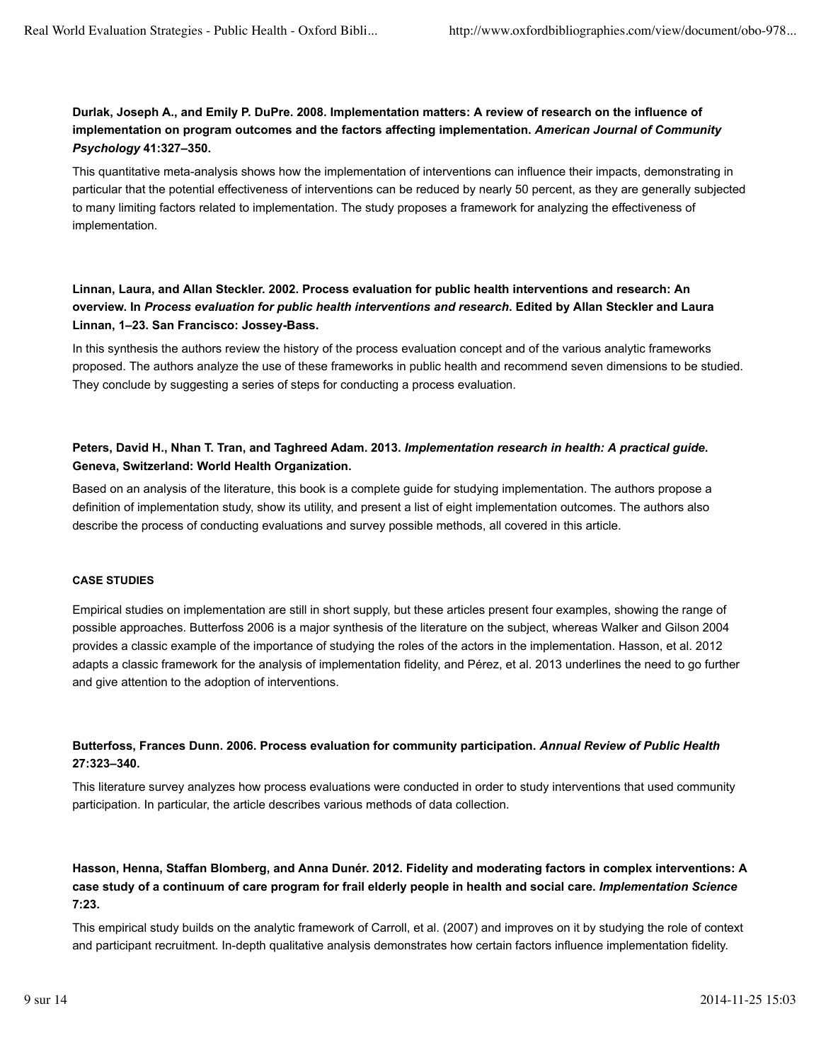**Durlak, Joseph A., and Emily P. DuPre. 2008. Implementation matters: A review of research on the influence of implementation on program outcomes and the factors affecting implementation. *American Journal of Community Psychology* 41:327–350.**

This quantitative meta-analysis shows how the implementation of interventions can influence their impacts, demonstrating in particular that the potential effectiveness of interventions can be reduced by nearly 50 percent, as they are generally subjected to many limiting factors related to implementation. The study proposes a framework for analyzing the effectiveness of implementation.

**Linnan, Laura, and Allan Steckler. 2002. Process evaluation for public health interventions and research: An overview. In *Process evaluation for public health interventions and research*. Edited by Allan Steckler and Laura Linnan, 1–23. San Francisco: Jossey-Bass.**

In this synthesis the authors review the history of the process evaluation concept and of the various analytic frameworks proposed. The authors analyze the use of these frameworks in public health and recommend seven dimensions to be studied. They conclude by suggesting a series of steps for conducting a process evaluation.

**Peters, David H., Nhan T. Tran, and Taghreed Adam. 2013. *Implementation research in health: A practical guide*. Geneva, Switzerland: World Health Organization.**

Based on an analysis of the literature, this book is a complete guide for studying implementation. The authors propose a definition of implementation study, show its utility, and present a list of eight implementation outcomes. The authors also describe the process of conducting evaluations and survey possible methods, all covered in this article.

#### CASE STUDIES

Empirical studies on implementation are still in short supply, but these articles present four examples, showing the range of possible approaches. Butterfoss 2006 is a major synthesis of the literature on the subject, whereas Walker and Gilson 2004 provides a classic example of the importance of studying the roles of the actors in the implementation. Hasson, et al. 2012 adapts a classic framework for the analysis of implementation fidelity, and Pérez, et al. 2013 underlines the need to go further and give attention to the adoption of interventions.

**Butterfoss, Frances Dunn. 2006. Process evaluation for community participation. *Annual Review of Public Health* 27:323–340.**

This literature survey analyzes how process evaluations were conducted in order to study interventions that used community participation. In particular, the article describes various methods of data collection.

**Hasson, Henna, Staffan Blomberg, and Anna Dunér. 2012. Fidelity and moderating factors in complex interventions: A case study of a continuum of care program for frail elderly people in health and social care. *Implementation Science* 7:23.**

This empirical study builds on the analytic framework of Carroll, et al. (2007) and improves on it by studying the role of context and participant recruitment. In-depth qualitative analysis demonstrates how certain factors influence implementation fidelity.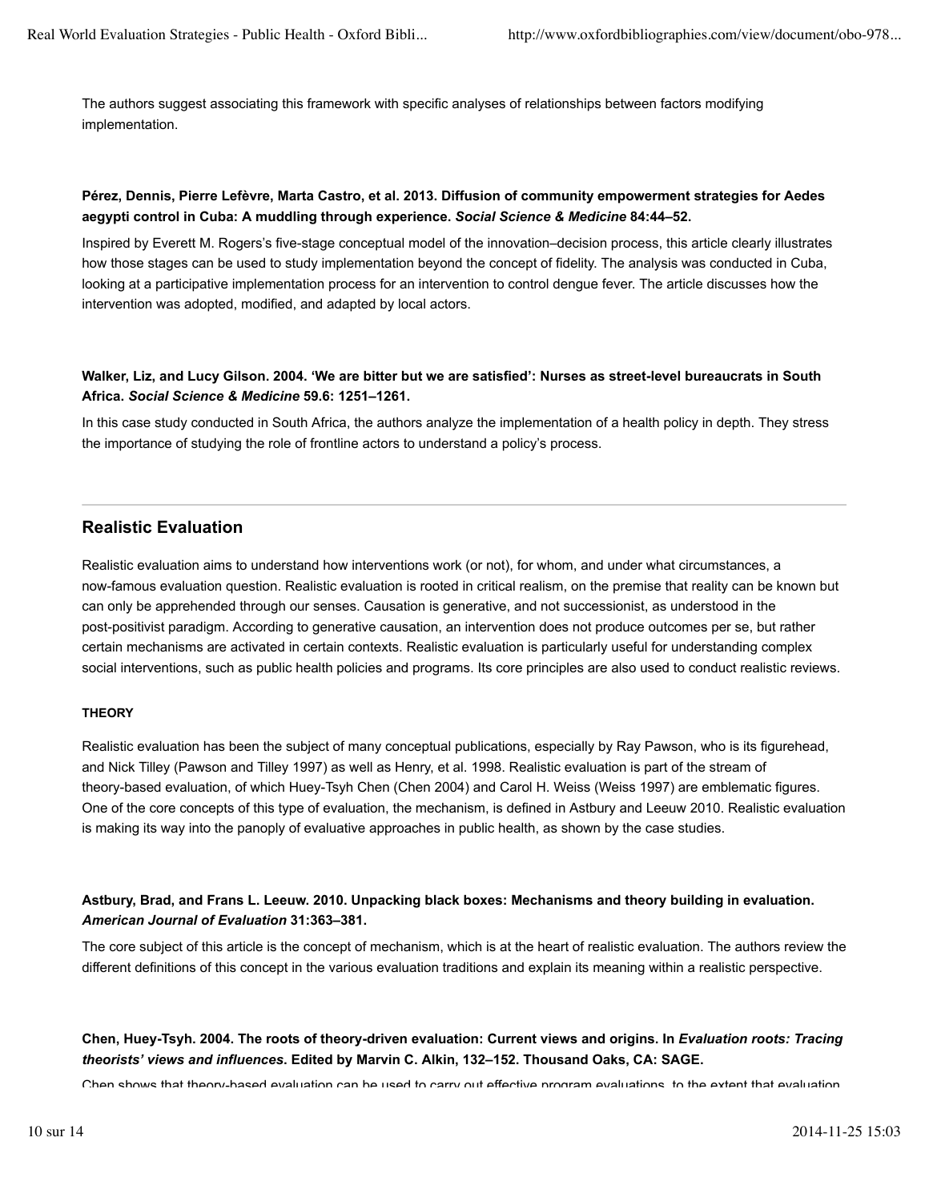The authors suggest associating this framework with specific analyses of relationships between factors modifying implementation.

**Pérez, Dennis, Pierre Lefèvre, Marta Castro, et al. 2013. Diffusion of community empowerment strategies for Aedes aegypti control in Cuba: A muddling through experience. *Social Science & Medicine* 84:44–52.**

Inspired by Everett M. Rogers's five-stage conceptual model of the innovation–decision process, this article clearly illustrates how those stages can be used to study implementation beyond the concept of fidelity. The analysis was conducted in Cuba, looking at a participative implementation process for an intervention to control dengue fever. The article discusses how the intervention was adopted, modified, and adapted by local actors.

**Walker, Liz, and Lucy Gilson. 2004. 'We are bitter but we are satisfied': Nurses as street-level bureaucrats in South Africa. *Social Science & Medicine* 59.6: 1251–1261.**

In this case study conducted in South Africa, the authors analyze the implementation of a health policy in depth. They stress the importance of studying the role of frontline actors to understand a policy's process.

## Realistic Evaluation

Realistic evaluation aims to understand how interventions work (or not), for whom, and under what circumstances, a now-famous evaluation question. Realistic evaluation is rooted in critical realism, on the premise that reality can be known but can only be apprehended through our senses. Causation is generative, and not successionist, as understood in the post-positivist paradigm. According to generative causation, an intervention does not produce outcomes per se, but rather certain mechanisms are activated in certain contexts. Realistic evaluation is particularly useful for understanding complex social interventions, such as public health policies and programs. Its core principles are also used to conduct realistic reviews.

### THEORY

Realistic evaluation has been the subject of many conceptual publications, especially by Ray Pawson, who is its figurehead, and Nick Tilley (Pawson and Tilley 1997) as well as Henry, et al. 1998. Realistic evaluation is part of the stream of theory-based evaluation, of which Huey-Tsyh Chen (Chen 2004) and Carol H. Weiss (Weiss 1997) are emblematic figures. One of the core concepts of this type of evaluation, the mechanism, is defined in Astbury and Leeuw 2010. Realistic evaluation is making its way into the panoply of evaluative approaches in public health, as shown by the case studies.

**Astbury, Brad, and Frans L. Leeuw. 2010. Unpacking black boxes: Mechanisms and theory building in evaluation. *American Journal of Evaluation* 31:363–381.**

The core subject of this article is the concept of mechanism, which is at the heart of realistic evaluation. The authors review the different definitions of this concept in the various evaluation traditions and explain its meaning within a realistic perspective.

**Chen, Huey-Tsyh. 2004. The roots of theory-driven evaluation: Current views and origins. In *Evaluation roots: Tracing theorists' views and influences*. Edited by Marvin C. Alkin, 132–152. Thousand Oaks, CA: SAGE.**

Chen shows that theory-based evaluation can be used to carry out effective program evaluations, to the extent that evaluation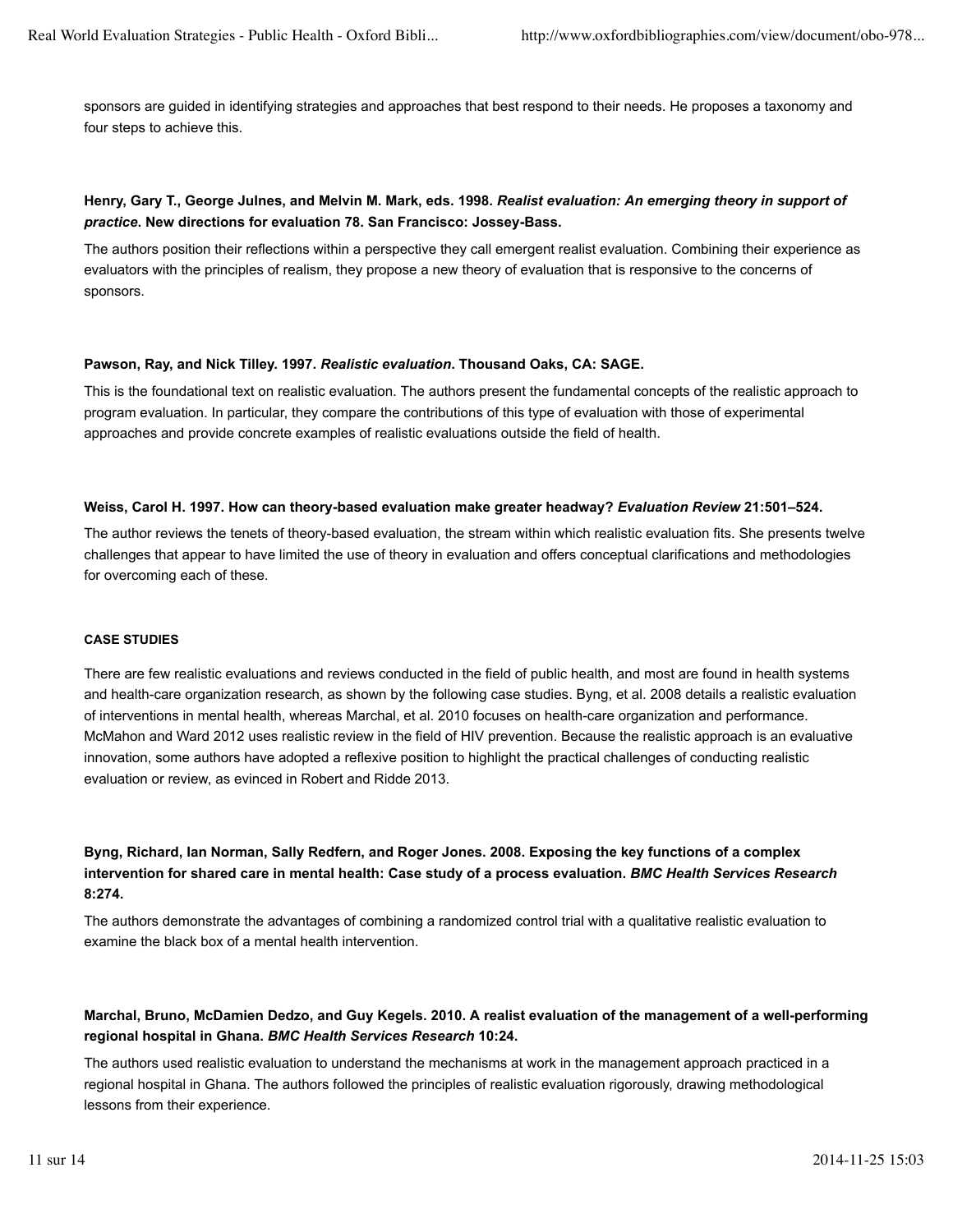sponsors are guided in identifying strategies and approaches that best respond to their needs. He proposes a taxonomy and four steps to achieve this.

**Henry, Gary T., George Julnes, and Melvin M. Mark, eds. 1998. *Realist evaluation: An emerging theory in support of practice*. New directions for evaluation 78. San Francisco: Jossey-Bass.**

The authors position their reflections within a perspective they call emergent realist evaluation. Combining their experience as evaluators with the principles of realism, they propose a new theory of evaluation that is responsive to the concerns of sponsors.

**Pawson, Ray, and Nick Tilley. 1997. *Realistic evaluation*. Thousand Oaks, CA: SAGE.**

This is the foundational text on realistic evaluation. The authors present the fundamental concepts of the realistic approach to program evaluation. In particular, they compare the contributions of this type of evaluation with those of experimental approaches and provide concrete examples of realistic evaluations outside the field of health.

**Weiss, Carol H. 1997. How can theory-based evaluation make greater headway? *Evaluation Review* 21:501–524.**

The author reviews the tenets of theory-based evaluation, the stream within which realistic evaluation fits. She presents twelve challenges that appear to have limited the use of theory in evaluation and offers conceptual clarifications and methodologies for overcoming each of these.

## CASE STUDIES

There are few realistic evaluations and reviews conducted in the field of public health, and most are found in health systems and health-care organization research, as shown by the following case studies. Byng, et al. 2008 details a realistic evaluation of interventions in mental health, whereas Marchal, et al. 2010 focuses on health-care organization and performance. McMahon and Ward 2012 uses realistic review in the field of HIV prevention. Because the realistic approach is an evaluative innovation, some authors have adopted a reflexive position to highlight the practical challenges of conducting realistic evaluation or review, as evinced in Robert and Ridde 2013.

**Byng, Richard, Ian Norman, Sally Redfern, and Roger Jones. 2008. Exposing the key functions of a complex intervention for shared care in mental health: Case study of a process evaluation. *BMC Health Services Research* 8:274.**

The authors demonstrate the advantages of combining a randomized control trial with a qualitative realistic evaluation to examine the black box of a mental health intervention.

**Marchal, Bruno, McDamien Dedzo, and Guy Kegels. 2010. A realist evaluation of the management of a well-performing regional hospital in Ghana. *BMC Health Services Research* 10:24.**

The authors used realistic evaluation to understand the mechanisms at work in the management approach practiced in a regional hospital in Ghana. The authors followed the principles of realistic evaluation rigorously, drawing methodological lessons from their experience.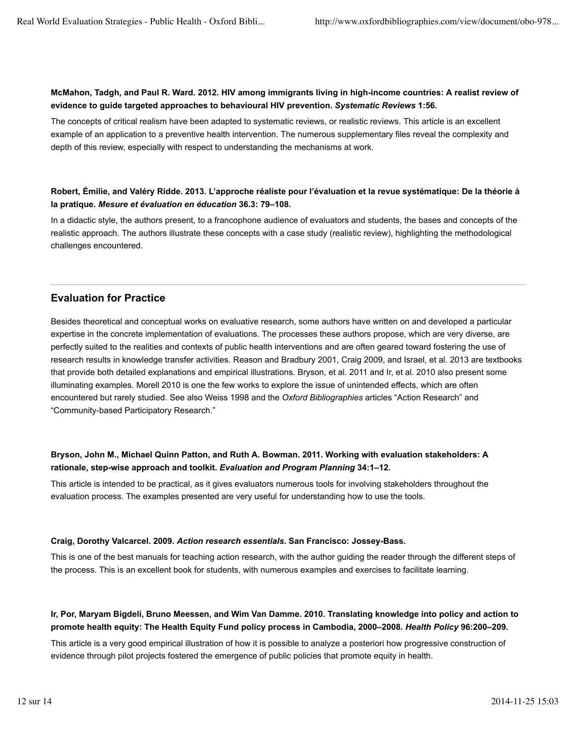**McMahon, Tadgh, and Paul R. Ward. 2012. HIV among immigrants living in high-income countries: A realist review of evidence to guide targeted approaches to behavioural HIV prevention. *Systematic Reviews* 1:56.**

The concepts of critical realism have been adapted to systematic reviews, or realistic reviews. This article is an excellent example of an application to a preventive health intervention. The numerous supplementary files reveal the complexity and depth of this review, especially with respect to understanding the mechanisms at work.

**Robert, Émilie, and Valéry Ridde. 2013. L'approche réaliste pour l'évaluation et la revue systématique: De la théorie à la pratique. *Mesure et évaluation en éducation* 36.3: 79–108.**

In a didactic style, the authors present, to a francophone audience of evaluators and students, the bases and concepts of the realistic approach. The authors illustrate these concepts with a case study (realistic review), highlighting the methodological challenges encountered.

## Evaluation for Practice

Besides theoretical and conceptual works on evaluative research, some authors have written on and developed a particular expertise in the concrete implementation of evaluations. The processes these authors propose, which are very diverse, are perfectly suited to the realities and contexts of public health interventions and are often geared toward fostering the use of research results in knowledge transfer activities. Reason and Bradbury 2001, Craig 2009, and Israel, et al. 2013 are textbooks that provide both detailed explanations and empirical illustrations. Bryson, et al. 2011 and Ir, et al. 2010 also present some illuminating examples. Morell 2010 is one the few works to explore the issue of unintended effects, which are often encountered but rarely studied. See also Weiss 1998 and the *Oxford Bibliographies* articles "Action Research" and "Community-based Participatory Research."

**Bryson, John M., Michael Quinn Patton, and Ruth A. Bowman. 2011. Working with evaluation stakeholders: A rationale, step-wise approach and toolkit. *Evaluation and Program Planning* 34:1–12.**

This article is intended to be practical, as it gives evaluators numerous tools for involving stakeholders throughout the evaluation process. The examples presented are very useful for understanding how to use the tools.

**Craig, Dorothy Valcarcel. 2009. *Action research essentials*. San Francisco: Jossey-Bass.**

This is one of the best manuals for teaching action research, with the author guiding the reader through the different steps of the process. This is an excellent book for students, with numerous examples and exercises to facilitate learning.

**Ir, Por, Maryam Bigdeli, Bruno Meessen, and Wim Van Damme. 2010. Translating knowledge into policy and action to promote health equity: The Health Equity Fund policy process in Cambodia, 2000–2008. *Health Policy* 96:200–209.**

This article is a very good empirical illustration of how it is possible to analyze a posteriori how progressive construction of evidence through pilot projects fostered the emergence of public policies that promote equity in health.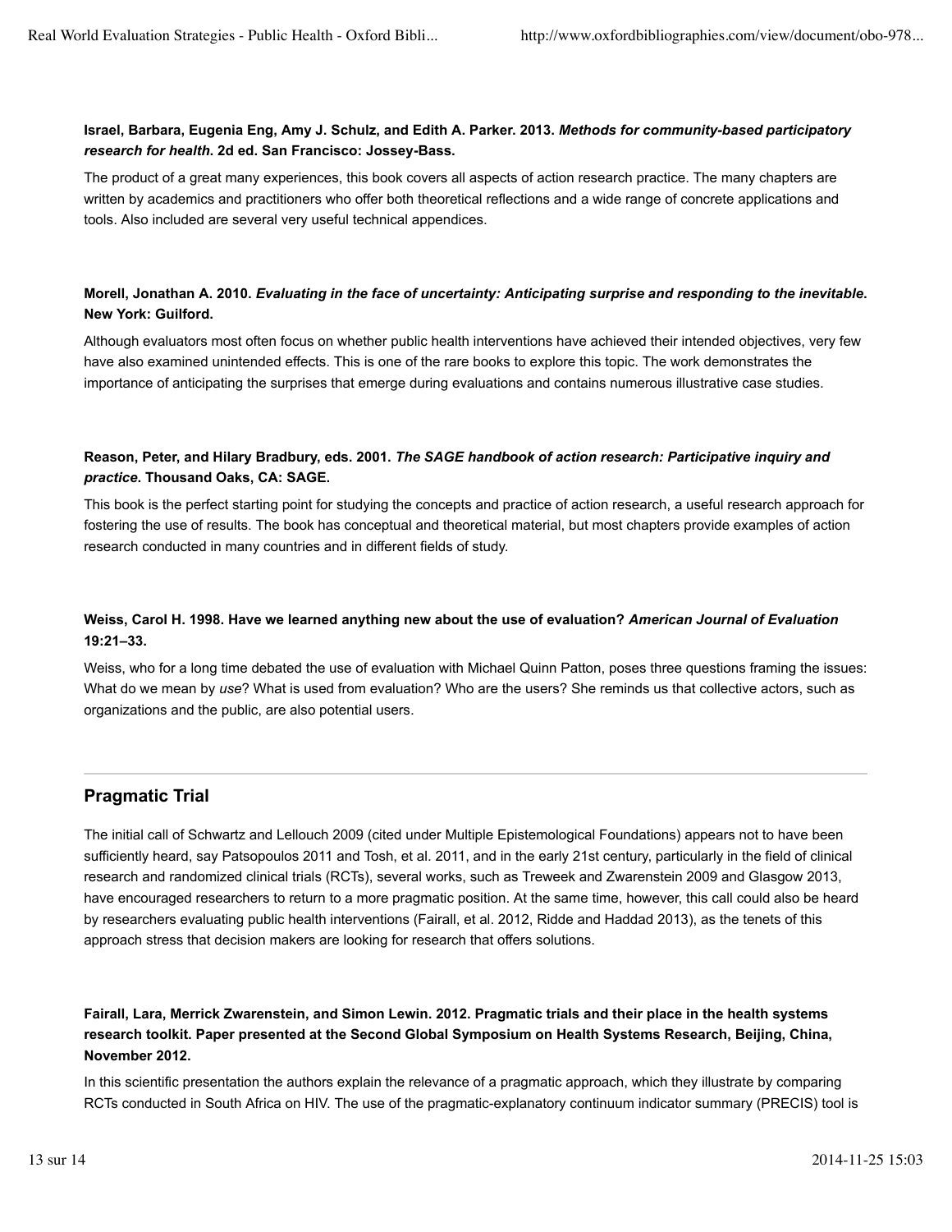**Israel, Barbara, Eugenia Eng, Amy J. Schulz, and Edith A. Parker. 2013. *Methods for community-based participatory research for health*. 2d ed. San Francisco: Jossey-Bass.**

The product of a great many experiences, this book covers all aspects of action research practice. The many chapters are written by academics and practitioners who offer both theoretical reflections and a wide range of concrete applications and tools. Also included are several very useful technical appendices.

**Morell, Jonathan A. 2010. *Evaluating in the face of uncertainty: Anticipating surprise and responding to the inevitable*. New York: Guilford.**

Although evaluators most often focus on whether public health interventions have achieved their intended objectives, very few have also examined unintended effects. This is one of the rare books to explore this topic. The work demonstrates the importance of anticipating the surprises that emerge during evaluations and contains numerous illustrative case studies.

**Reason, Peter, and Hilary Bradbury, eds. 2001. *The SAGE handbook of action research: Participative inquiry and practice*. Thousand Oaks, CA: SAGE.**

This book is the perfect starting point for studying the concepts and practice of action research, a useful research approach for fostering the use of results. The book has conceptual and theoretical material, but most chapters provide examples of action research conducted in many countries and in different fields of study.

**Weiss, Carol H. 1998. Have we learned anything new about the use of evaluation? *American Journal of Evaluation* 19:21–33.**

Weiss, who for a long time debated the use of evaluation with Michael Quinn Patton, poses three questions framing the issues: What do we mean by *use*? What is used from evaluation? Who are the users? She reminds us that collective actors, such as organizations and the public, are also potential users.

## Pragmatic Trial

The initial call of Schwartz and Lellouch 2009 (cited under Multiple Epistemological Foundations) appears not to have been sufficiently heard, say Patsopoulos 2011 and Tosh, et al. 2011, and in the early 21st century, particularly in the field of clinical research and randomized clinical trials (RCTs), several works, such as Treweek and Zwarenstein 2009 and Glasgow 2013, have encouraged researchers to return to a more pragmatic position. At the same time, however, this call could also be heard by researchers evaluating public health interventions (Fairall, et al. 2012, Ridde and Haddad 2013), as the tenets of this approach stress that decision makers are looking for research that offers solutions.

**Fairall, Lara, Merrick Zwarenstein, and Simon Lewin. 2012. Pragmatic trials and their place in the health systems research toolkit. Paper presented at the Second Global Symposium on Health Systems Research, Beijing, China, November 2012.**

In this scientific presentation the authors explain the relevance of a pragmatic approach, which they illustrate by comparing RCTs conducted in South Africa on HIV. The use of the pragmatic-explanatory continuum indicator summary (PRECIS) tool is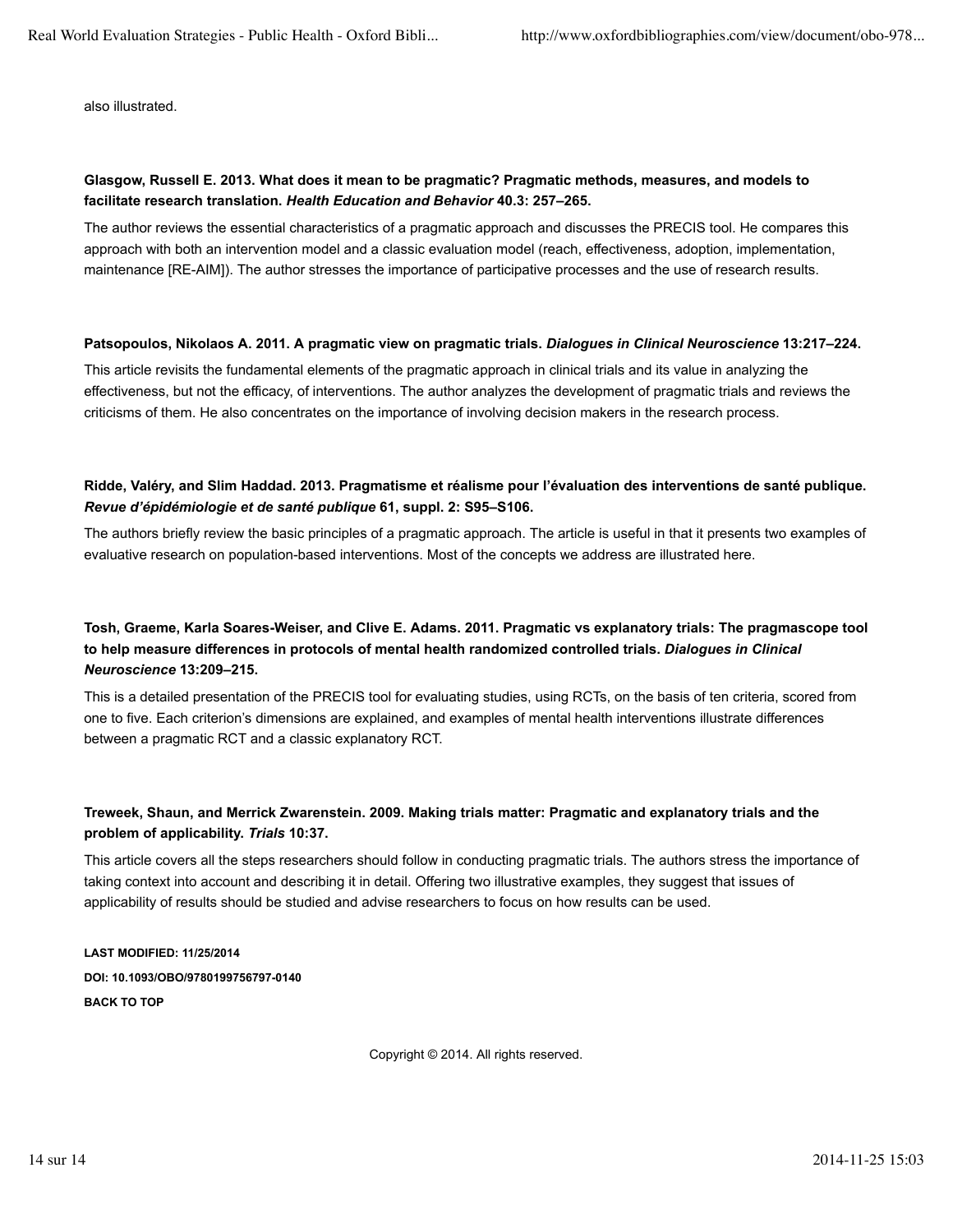also illustrated.

**Glasgow, Russell E. 2013. What does it mean to be pragmatic? Pragmatic methods, measures, and models to facilitate research translation. *Health Education and Behavior* 40.3: 257–265.**

The author reviews the essential characteristics of a pragmatic approach and discusses the PRECIS tool. He compares this approach with both an intervention model and a classic evaluation model (reach, effectiveness, adoption, implementation, maintenance [RE-AIM]). The author stresses the importance of participative processes and the use of research results.

**Patsopoulos, Nikolaos A. 2011. A pragmatic view on pragmatic trials. *Dialogues in Clinical Neuroscience* 13:217–224.**

This article revisits the fundamental elements of the pragmatic approach in clinical trials and its value in analyzing the effectiveness, but not the efficacy, of interventions. The author analyzes the development of pragmatic trials and reviews the criticisms of them. He also concentrates on the importance of involving decision makers in the research process.

**Ridde, Valéry, and Slim Haddad. 2013. Pragmatisme et réalisme pour l'évaluation des interventions de santé publique. *Revue d'épidémiologie et de santé publique* 61, suppl. 2: S95–S106.**

The authors briefly review the basic principles of a pragmatic approach. The article is useful in that it presents two examples of evaluative research on population-based interventions. Most of the concepts we address are illustrated here.

**Tosh, Graeme, Karla Soares-Weiser, and Clive E. Adams. 2011. Pragmatic vs explanatory trials: The pragmascope tool to help measure differences in protocols of mental health randomized controlled trials. *Dialogues in Clinical Neuroscience* 13:209–215.**

This is a detailed presentation of the PRECIS tool for evaluating studies, using RCTs, on the basis of ten criteria, scored from one to five. Each criterion's dimensions are explained, and examples of mental health interventions illustrate differences between a pragmatic RCT and a classic explanatory RCT.

**Treweek, Shaun, and Merrick Zwarenstein. 2009. Making trials matter: Pragmatic and explanatory trials and the problem of applicability. *Trials* 10:37.**

This article covers all the steps researchers should follow in conducting pragmatic trials. The authors stress the importance of taking context into account and describing it in detail. Offering two illustrative examples, they suggest that issues of applicability of results should be studied and advise researchers to focus on how results can be used.

**LAST MODIFIED: 11/25/2014**

**DOI: 10.1093/OBO/9780199756797-0140**

**BACK TO TOP**

Copyright © 2014. All rights reserved.